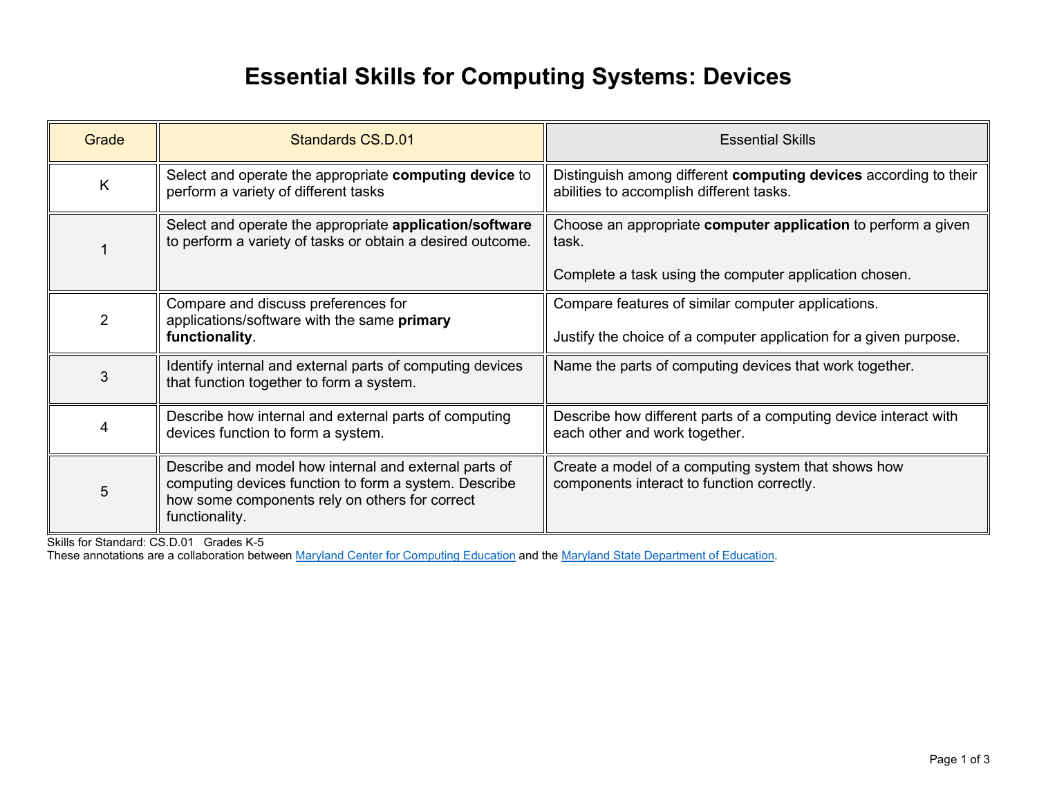# Essential Skills for Computing Systems: Devices

| Grade | Standards CS.D.01 | Essential Skills |
|---|---|---|
| K | Select and operate the appropriate **computing device** to perform a variety of different tasks | Distinguish among different **computing devices** according to their abilities to accomplish different tasks. |
| 1 | Select and operate the appropriate **application/software** to perform a variety of tasks or obtain a desired outcome. | Choose an appropriate **computer application** to perform a given task.<br><br>Complete a task using the computer application chosen. |
| 2 | Compare and discuss preferences for applications/software with the same **primary functionality**. | Compare features of similar computer applications.<br><br>Justify the choice of a computer application for a given purpose. |
| 3 | Identify internal and external parts of computing devices that function together to form a system. | Name the parts of computing devices that work together. |
| 4 | Describe how internal and external parts of computing devices function to form a system. | Describe how different parts of a computing device interact with each other and work together. |
| 5 | Describe and model how internal and external parts of computing devices function to form a system. Describe how some components rely on others for correct functionality. | Create a model of a computing system that shows how components interact to function correctly. |

Skills for Standard: CS.D.01 Grades K-5

These annotations are a collaboration between Maryland Center for Computing Education and the Maryland State Department of Education.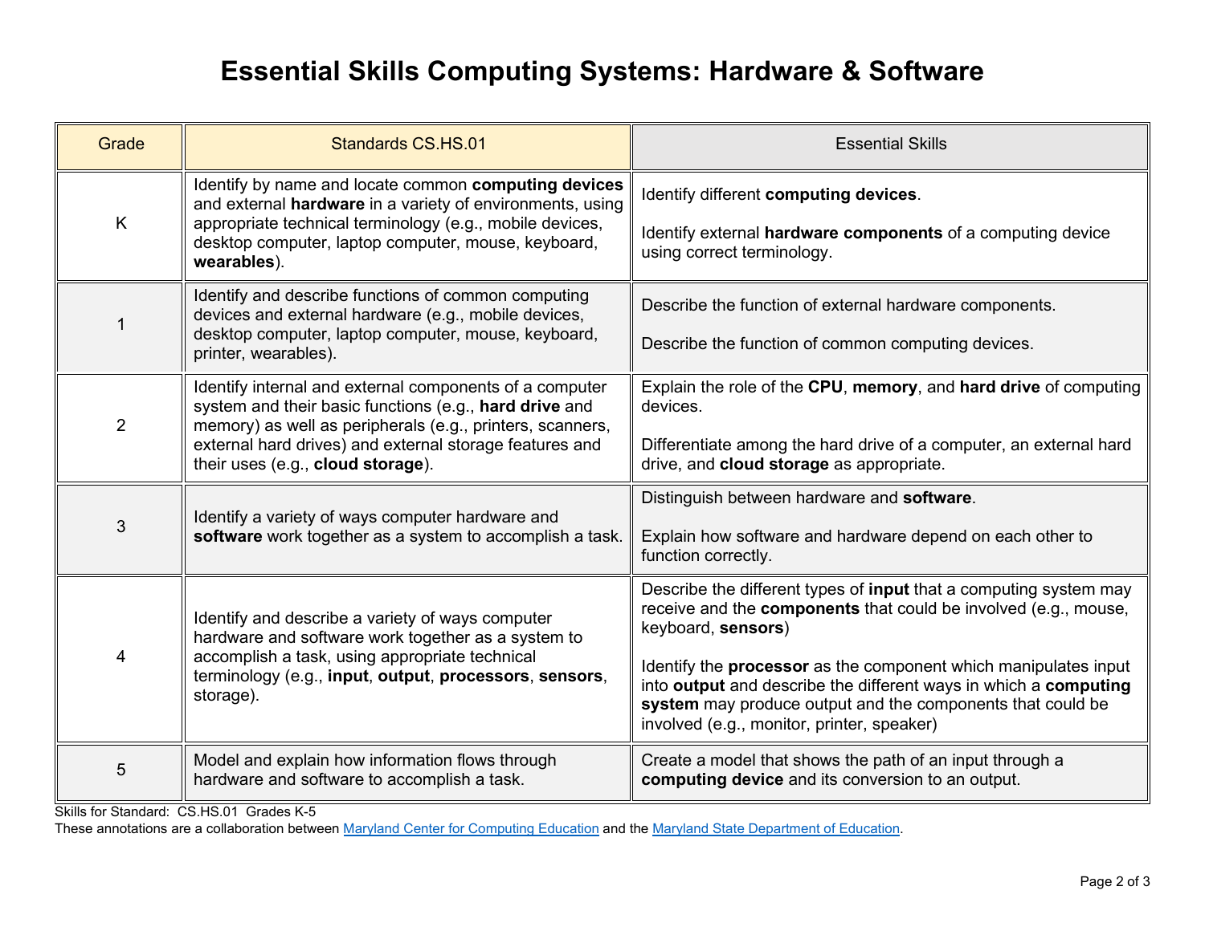# Essential Skills Computing Systems: Hardware & Software

| Grade | Standards CS.HS.01 | Essential Skills |
|---|---|---|
| K | Identify by name and locate common **computing devices** and external **hardware** in a variety of environments, using appropriate technical terminology (e.g., mobile devices, desktop computer, laptop computer, mouse, keyboard, **wearables**). | Identify different **computing devices**.<br><br>Identify external **hardware components** of a computing device using correct terminology. |
| 1 | Identify and describe functions of common computing devices and external hardware (e.g., mobile devices, desktop computer, laptop computer, mouse, keyboard, printer, wearables). | Describe the function of external hardware components.<br><br>Describe the function of common computing devices. |
| 2 | Identify internal and external components of a computer system and their basic functions (e.g., **hard drive** and memory) as well as peripherals (e.g., printers, scanners, external hard drives) and external storage features and their uses (e.g., **cloud storage**). | Explain the role of the **CPU**, **memory**, and **hard drive** of computing devices.<br><br>Differentiate among the hard drive of a computer, an external hard drive, and **cloud storage** as appropriate. |
| 3 | Identify a variety of ways computer hardware and **software** work together as a system to accomplish a task. | Distinguish between hardware and **software**.<br><br>Explain how software and hardware depend on each other to function correctly. |
| 4 | Identify and describe a variety of ways computer hardware and software work together as a system to accomplish a task, using appropriate technical terminology (e.g., **input**, **output**, **processors**, **sensors**, storage). | Describe the different types of **input** that a computing system may receive and the **components** that could be involved (e.g., mouse, keyboard, **sensors**)<br><br>Identify the **processor** as the component which manipulates input into **output** and describe the different ways in which a **computing system** may produce output and the components that could be involved (e.g., monitor, printer, speaker) |
| 5 | Model and explain how information flows through hardware and software to accomplish a task. | Create a model that shows the path of an input through a **computing device** and its conversion to an output. |

Skills for Standard: CS.HS.01 Grades K-5

These annotations are a collaboration between Maryland Center for Computing Education and the Maryland State Department of Education.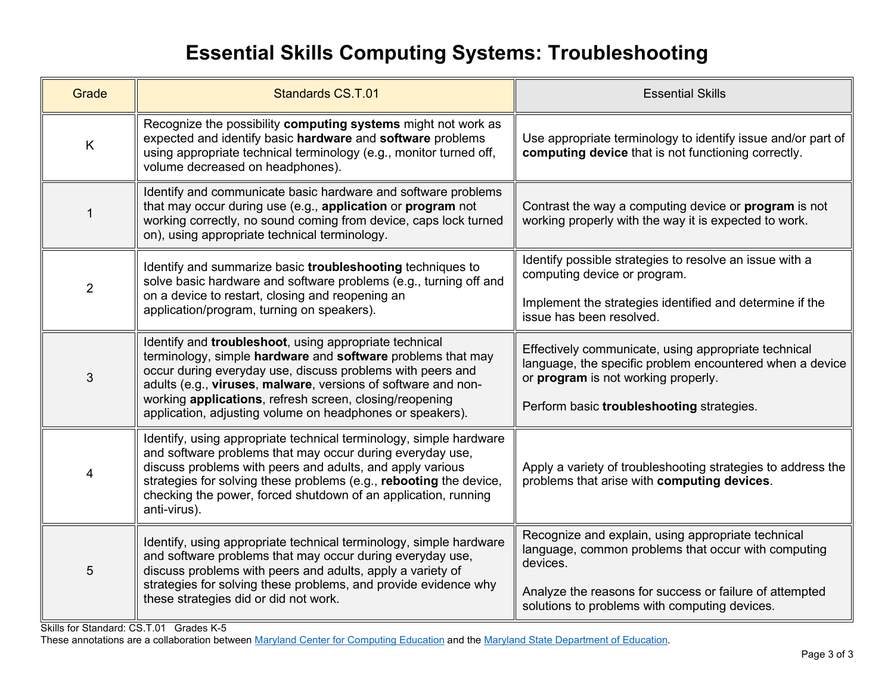# Essential Skills Computing Systems: Troubleshooting

| Grade | Standards CS.T.01 | Essential Skills |
|---|---|---|
| K | Recognize the possibility **computing systems** might not work as expected and identify basic **hardware** and **software** problems using appropriate technical terminology (e.g., monitor turned off, volume decreased on headphones). | Use appropriate terminology to identify issue and/or part of **computing device** that is not functioning correctly. |
| 1 | Identify and communicate basic hardware and software problems that may occur during use (e.g., **application** or **program** not working correctly, no sound coming from device, caps lock turned on), using appropriate technical terminology. | Contrast the way a computing device or **program** is not working properly with the way it is expected to work. |
| 2 | Identify and summarize basic **troubleshooting** techniques to solve basic hardware and software problems (e.g., turning off and on a device to restart, closing and reopening an application/program, turning on speakers). | Identify possible strategies to resolve an issue with a computing device or program.<br><br>Implement the strategies identified and determine if the issue has been resolved. |
| 3 | Identify and **troubleshoot**, using appropriate technical terminology, simple **hardware** and **software** problems that may occur during everyday use, discuss problems with peers and adults (e.g., **viruses**, **malware**, versions of software and non-working **applications**, refresh screen, closing/reopening application, adjusting volume on headphones or speakers). | Effectively communicate, using appropriate technical language, the specific problem encountered when a device or **program** is not working properly.<br><br>Perform basic **troubleshooting** strategies. |
| 4 | Identify, using appropriate technical terminology, simple hardware and software problems that may occur during everyday use, discuss problems with peers and adults, and apply various strategies for solving these problems (e.g., **rebooting** the device, checking the power, forced shutdown of an application, running anti-virus). | Apply a variety of troubleshooting strategies to address the problems that arise with **computing devices**. |
| 5 | Identify, using appropriate technical terminology, simple hardware and software problems that may occur during everyday use, discuss problems with peers and adults, apply a variety of strategies for solving these problems, and provide evidence why these strategies did or did not work. | Recognize and explain, using appropriate technical language, common problems that occur with computing devices.<br><br>Analyze the reasons for success or failure of attempted solutions to problems with computing devices. |

Skills for Standard: CS.T.01 Grades K-5

These annotations are a collaboration between Maryland Center for Computing Education and the Maryland State Department of Education.